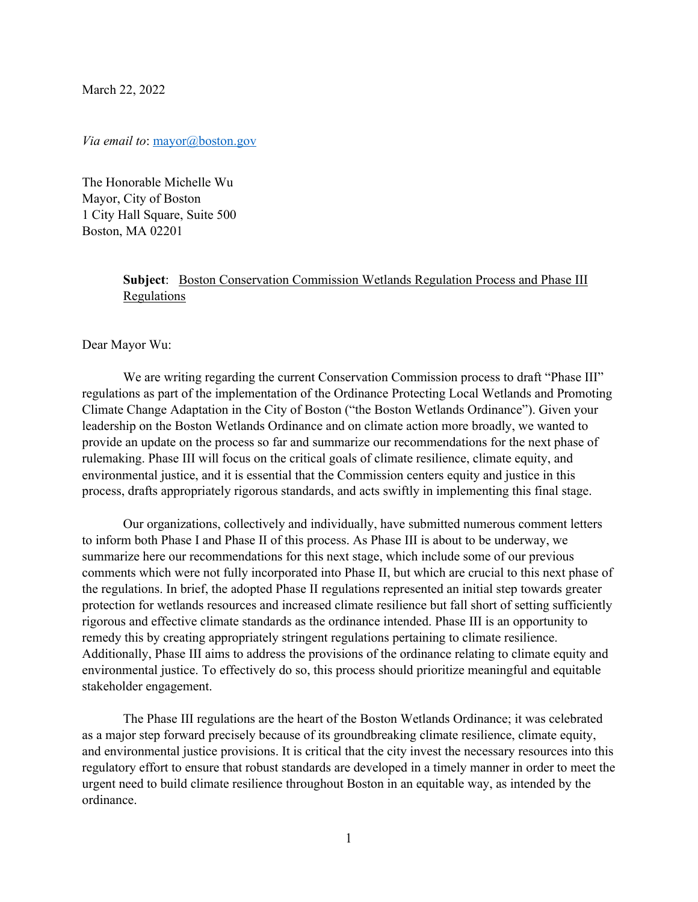March 22, 2022

*Via email to*: mayor@boston.gov

The Honorable Michelle Wu
Mayor, City of Boston
1 City Hall Square, Suite 500
Boston, MA 02201

**Subject**: Boston Conservation Commission Wetlands Regulation Process and Phase III Regulations

Dear Mayor Wu:

We are writing regarding the current Conservation Commission process to draft "Phase III" regulations as part of the implementation of the Ordinance Protecting Local Wetlands and Promoting Climate Change Adaptation in the City of Boston ("the Boston Wetlands Ordinance"). Given your leadership on the Boston Wetlands Ordinance and on climate action more broadly, we wanted to provide an update on the process so far and summarize our recommendations for the next phase of rulemaking. Phase III will focus on the critical goals of climate resilience, climate equity, and environmental justice, and it is essential that the Commission centers equity and justice in this process, drafts appropriately rigorous standards, and acts swiftly in implementing this final stage.

Our organizations, collectively and individually, have submitted numerous comment letters to inform both Phase I and Phase II of this process. As Phase III is about to be underway, we summarize here our recommendations for this next stage, which include some of our previous comments which were not fully incorporated into Phase II, but which are crucial to this next phase of the regulations. In brief, the adopted Phase II regulations represented an initial step towards greater protection for wetlands resources and increased climate resilience but fall short of setting sufficiently rigorous and effective climate standards as the ordinance intended. Phase III is an opportunity to remedy this by creating appropriately stringent regulations pertaining to climate resilience. Additionally, Phase III aims to address the provisions of the ordinance relating to climate equity and environmental justice. To effectively do so, this process should prioritize meaningful and equitable stakeholder engagement.

The Phase III regulations are the heart of the Boston Wetlands Ordinance; it was celebrated as a major step forward precisely because of its groundbreaking climate resilience, climate equity, and environmental justice provisions. It is critical that the city invest the necessary resources into this regulatory effort to ensure that robust standards are developed in a timely manner in order to meet the urgent need to build climate resilience throughout Boston in an equitable way, as intended by the ordinance.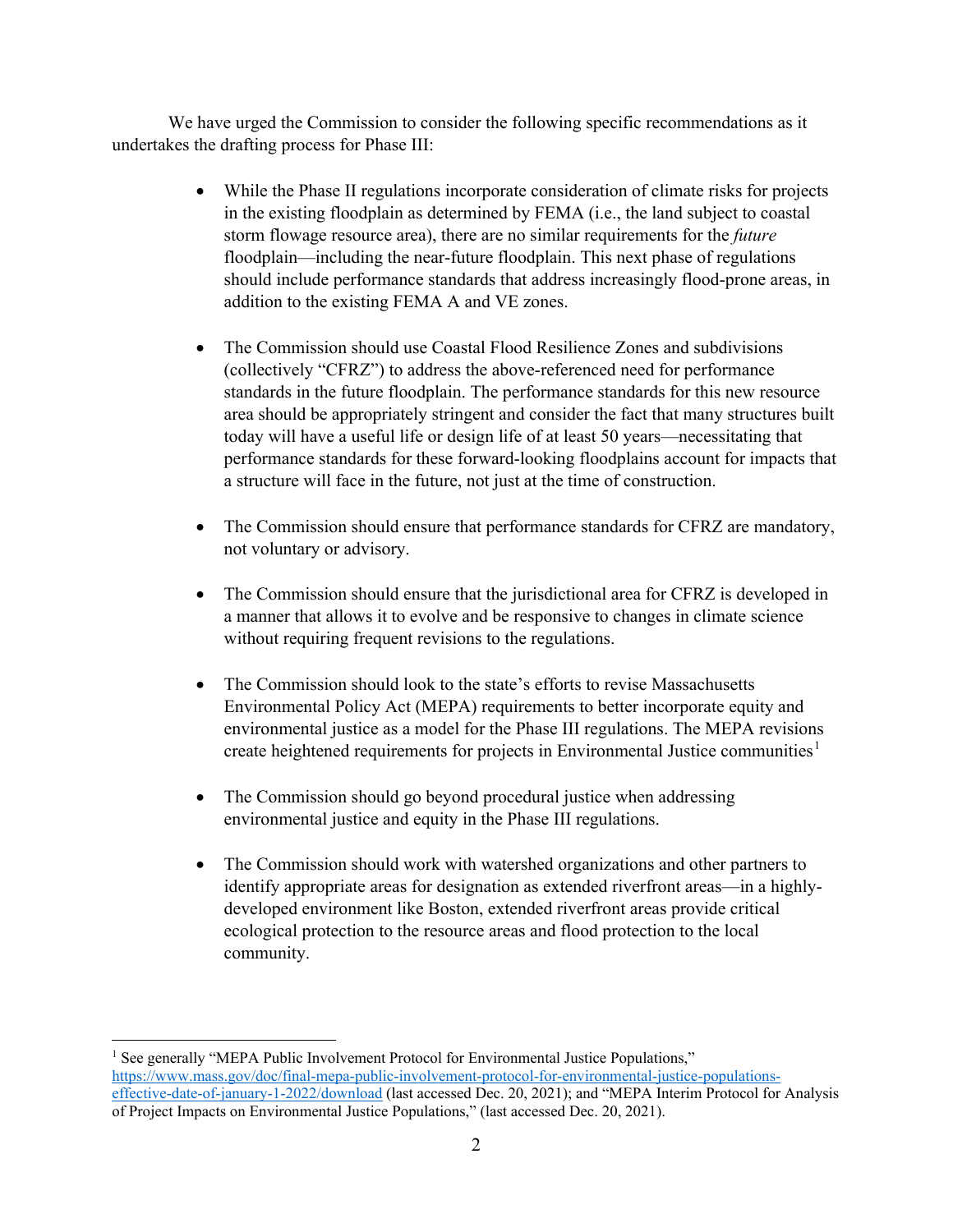We have urged the Commission to consider the following specific recommendations as it undertakes the drafting process for Phase III:

- While the Phase II regulations incorporate consideration of climate risks for projects in the existing floodplain as determined by FEMA (i.e., the land subject to coastal storm flowage resource area), there are no similar requirements for the *future* floodplain—including the near-future floodplain. This next phase of regulations should include performance standards that address increasingly flood-prone areas, in addition to the existing FEMA A and VE zones.

- The Commission should use Coastal Flood Resilience Zones and subdivisions (collectively "CFRZ") to address the above-referenced need for performance standards in the future floodplain. The performance standards for this new resource area should be appropriately stringent and consider the fact that many structures built today will have a useful life or design life of at least 50 years—necessitating that performance standards for these forward-looking floodplains account for impacts that a structure will face in the future, not just at the time of construction.

- The Commission should ensure that performance standards for CFRZ are mandatory, not voluntary or advisory.

- The Commission should ensure that the jurisdictional area for CFRZ is developed in a manner that allows it to evolve and be responsive to changes in climate science without requiring frequent revisions to the regulations.

- The Commission should look to the state's efforts to revise Massachusetts Environmental Policy Act (MEPA) requirements to better incorporate equity and environmental justice as a model for the Phase III regulations. The MEPA revisions create heightened requirements for projects in Environmental Justice communities[1]

- The Commission should go beyond procedural justice when addressing environmental justice and equity in the Phase III regulations.

- The Commission should work with watershed organizations and other partners to identify appropriate areas for designation as extended riverfront areas—in a highly-developed environment like Boston, extended riverfront areas provide critical ecological protection to the resource areas and flood protection to the local community.

---

[1] See generally "MEPA Public Involvement Protocol for Environmental Justice Populations," https://www.mass.gov/doc/final-mepa-public-involvement-protocol-for-environmental-justice-populations-effective-date-of-january-1-2022/download (last accessed Dec. 20, 2021); and "MEPA Interim Protocol for Analysis of Project Impacts on Environmental Justice Populations," (last accessed Dec. 20, 2021).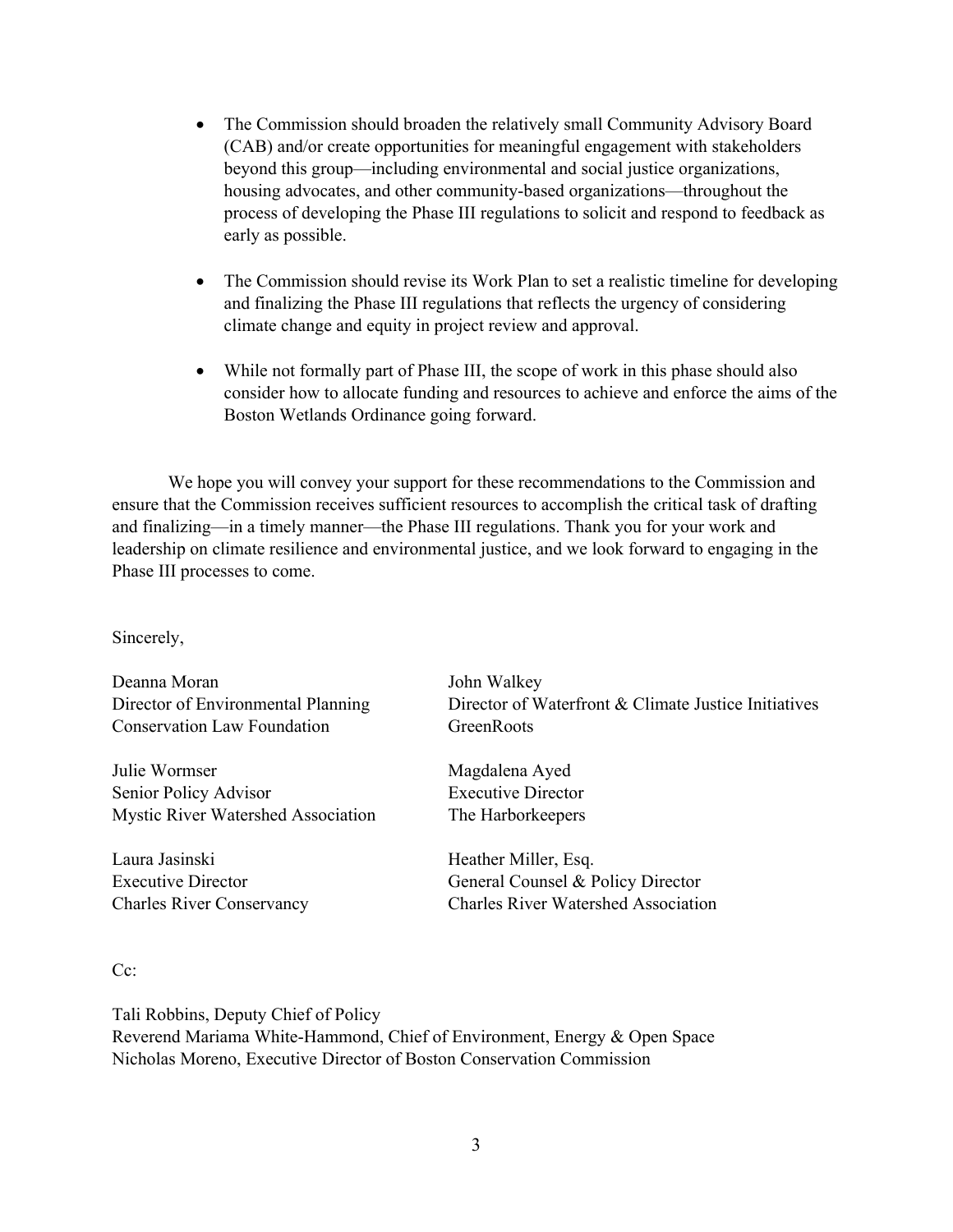- The Commission should broaden the relatively small Community Advisory Board (CAB) and/or create opportunities for meaningful engagement with stakeholders beyond this group—including environmental and social justice organizations, housing advocates, and other community-based organizations—throughout the process of developing the Phase III regulations to solicit and respond to feedback as early as possible.

- The Commission should revise its Work Plan to set a realistic timeline for developing and finalizing the Phase III regulations that reflects the urgency of considering climate change and equity in project review and approval.

- While not formally part of Phase III, the scope of work in this phase should also consider how to allocate funding and resources to achieve and enforce the aims of the Boston Wetlands Ordinance going forward.

We hope you will convey your support for these recommendations to the Commission and ensure that the Commission receives sufficient resources to accomplish the critical task of drafting and finalizing—in a timely manner—the Phase III regulations. Thank you for your work and leadership on climate resilience and environmental justice, and we look forward to engaging in the Phase III processes to come.

Sincerely,

Deanna Moran
Director of Environmental Planning
Conservation Law Foundation

John Walkey
Director of Waterfront & Climate Justice Initiatives
GreenRoots

Julie Wormser
Senior Policy Advisor
Mystic River Watershed Association

Magdalena Ayed
Executive Director
The Harborkeepers

Laura Jasinski
Executive Director
Charles River Conservancy

Heather Miller, Esq.
General Counsel & Policy Director
Charles River Watershed Association

Cc:

Tali Robbins, Deputy Chief of Policy
Reverend Mariama White-Hammond, Chief of Environment, Energy & Open Space
Nicholas Moreno, Executive Director of Boston Conservation Commission